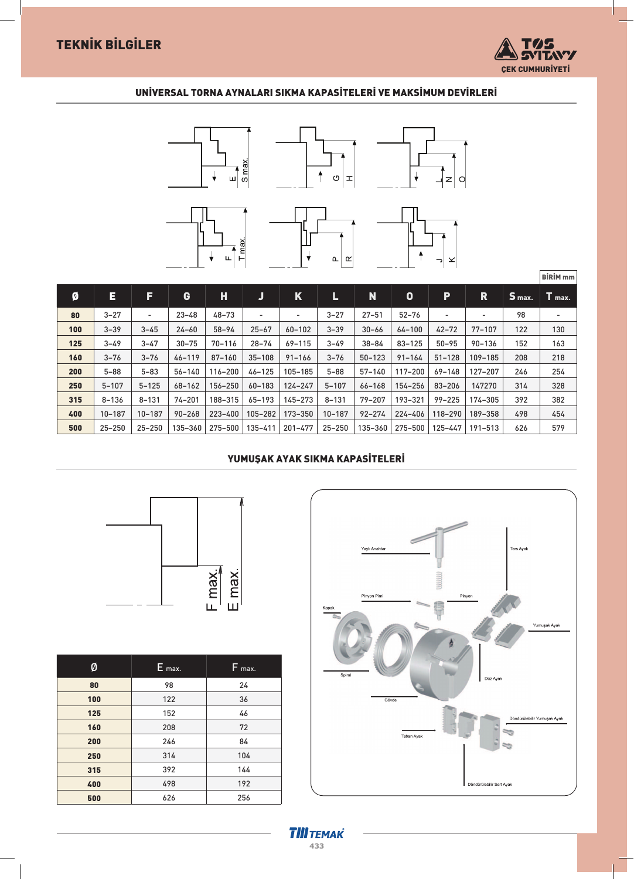# TEKNİK BİLGİLER

TOS SVITAVY
ÇEK CUMHURİYETİ

## UNİVERSAL TORNA AYNALARI SIKMA KAPASİTELERİ VE MAKSİMUM DEVİRLERİ

BİRİM mm

| Ø | E | F | G | H | J | K | L | N | O | P | R | S max. | T max. |
|---|---|---|---|---|---|---|---|---|---|---|---|---|---|
| 80 | 3–27 | - | 23–48 | 48–73 | - | - | 3–27 | 27–51 | 52–76 | - | - | 98 | - |
| 100 | 3–39 | 3–45 | 24–60 | 58–94 | 25–67 | 60–102 | 3–39 | 30–66 | 64–100 | 42–72 | 77–107 | 122 | 130 |
| 125 | 3–49 | 3–47 | 30–75 | 70–116 | 28–74 | 69–115 | 3–49 | 38–84 | 83–125 | 50–95 | 90–136 | 152 | 163 |
| 160 | 3–76 | 3–76 | 46–119 | 87–160 | 35–108 | 91–166 | 3–76 | 50–123 | 91–164 | 51–128 | 109–185 | 208 | 218 |
| 200 | 5–88 | 5–83 | 56–140 | 116–200 | 46–125 | 105–185 | 5–88 | 57–140 | 117–200 | 69–148 | 127–207 | 246 | 254 |
| 250 | 5–107 | 5–125 | 68–162 | 156–250 | 60–183 | 124–247 | 5–107 | 66–168 | 154–256 | 83–206 | 147270 | 314 | 328 |
| 315 | 8–136 | 8–131 | 74–201 | 188–315 | 65–193 | 145–273 | 8–131 | 79–207 | 193–321 | 99–225 | 174–305 | 392 | 382 |
| 400 | 10–187 | 10–187 | 90–268 | 223–400 | 105–282 | 173–350 | 10–187 | 92–274 | 224–406 | 118–290 | 189–358 | 498 | 454 |
| 500 | 25–250 | 25–250 | 135–360 | 275–500 | 135–411 | 201–477 | 25–250 | 135–360 | 275–500 | 125–447 | 191–513 | 626 | 579 |

## YUMUŞAK AYAK SIKMA KAPASİTELERİ

| Ø | E max. | F max. |
|---|---|---|
| 80 | 98 | 24 |
| 100 | 122 | 36 |
| 125 | 152 | 46 |
| 160 | 208 | 72 |
| 200 | 246 | 84 |
| 250 | 314 | 104 |
| 315 | 392 | 144 |
| 400 | 498 | 192 |
| 500 | 626 | 256 |

Yaylı Anahtar, Ters Ayak, Pinyon Pimi, Pinyon, Kapak, Yumuşak Ayak, Spiral, Düz Ayak, Gövde, Döndürülebilir Yumuşak Ayak, Taban Ayak, Döndürülebilir Sert Ayak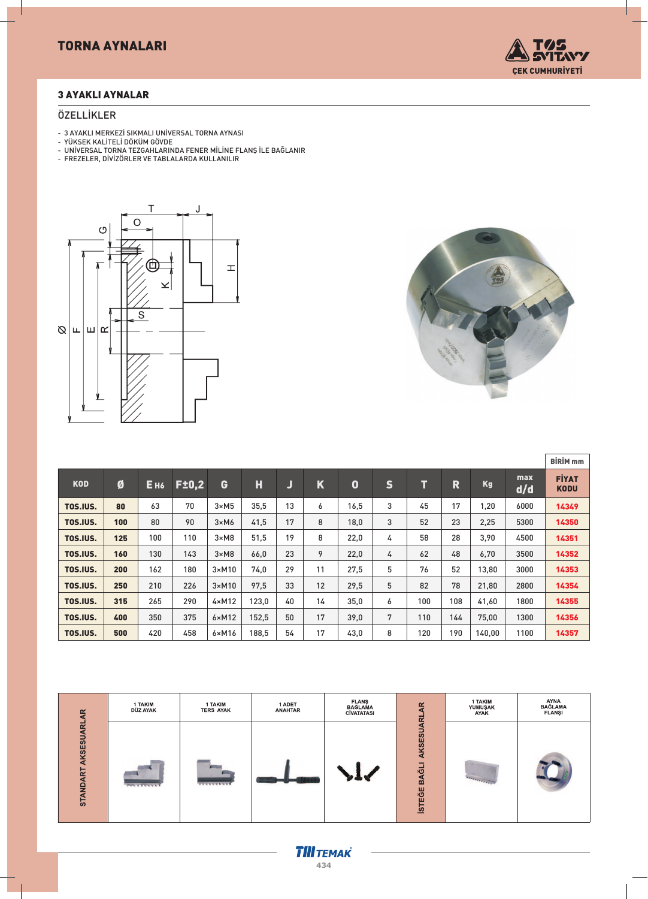## TORNA AYNALARI

### 3 AYAKLI AYNALAR

ÖZELLİKLER

- 3 AYAKLI MERKEZİ SIKMALI UNİVERSAL TORNA AYNASI
- YÜKSEK KALİTELİ DÖKÜM GÖVDE
- UNİVERSAL TORNA TEZGAHLARINDA FENER MİLİNE FLANŞ İLE BAĞLANIR
- FREZELER, DİVİZÖRLER VE TABLALARDA KULLANILIR

BİRİM mm

| KOD | Ø | E H6 | F±0,2 | G | H | J | K | O | S | T | R | Kg | max d/d | FİYAT KODU |
|---|---|---|---|---|---|---|---|---|---|---|---|---|---|---|
| TOS.IUS. | 80 | 63 | 70 | 3×M5 | 35,5 | 13 | 6 | 16,5 | 3 | 45 | 17 | 1,20 | 6000 | 14349 |
| TOS.IUS. | 100 | 80 | 90 | 3×M6 | 41,5 | 17 | 8 | 18,0 | 3 | 52 | 23 | 2,25 | 5300 | 14350 |
| TOS.IUS. | 125 | 100 | 110 | 3×M8 | 51,5 | 19 | 8 | 22,0 | 4 | 58 | 28 | 3,90 | 4500 | 14351 |
| TOS.IUS. | 160 | 130 | 143 | 3×M8 | 66,0 | 23 | 9 | 22,0 | 4 | 62 | 48 | 6,70 | 3500 | 14352 |
| TOS.IUS. | 200 | 162 | 180 | 3×M10 | 74,0 | 29 | 11 | 27,5 | 5 | 76 | 52 | 13,80 | 3000 | 14353 |
| TOS.IUS. | 250 | 210 | 226 | 3×M10 | 97,5 | 33 | 12 | 29,5 | 5 | 82 | 78 | 21,80 | 2800 | 14354 |
| TOS.IUS. | 315 | 265 | 290 | 4×M12 | 123,0 | 40 | 14 | 35,0 | 6 | 100 | 108 | 41,60 | 1800 | 14355 |
| TOS.IUS. | 400 | 350 | 375 | 6×M12 | 152,5 | 50 | 17 | 39,0 | 7 | 110 | 144 | 75,00 | 1300 | 14356 |
| TOS.IUS. | 500 | 420 | 458 | 6×M16 | 188,5 | 54 | 17 | 43,0 | 8 | 120 | 190 | 140,00 | 1100 | 14357 |

| STANDART AKSESUARLAR | | | | İSTEĞE BAĞLI AKSESUARLAR | |
|---|---|---|---|---|---|
| 1 TAKIM DÜZ AYAK | 1 TAKIM TERS AYAK | 1 ADET ANAHTAR | FLANŞ BAĞLAMA CİVATATASI | 1 TAKIM YUMUŞAK AYAK | AYNA BAĞLAMA FLANŞI |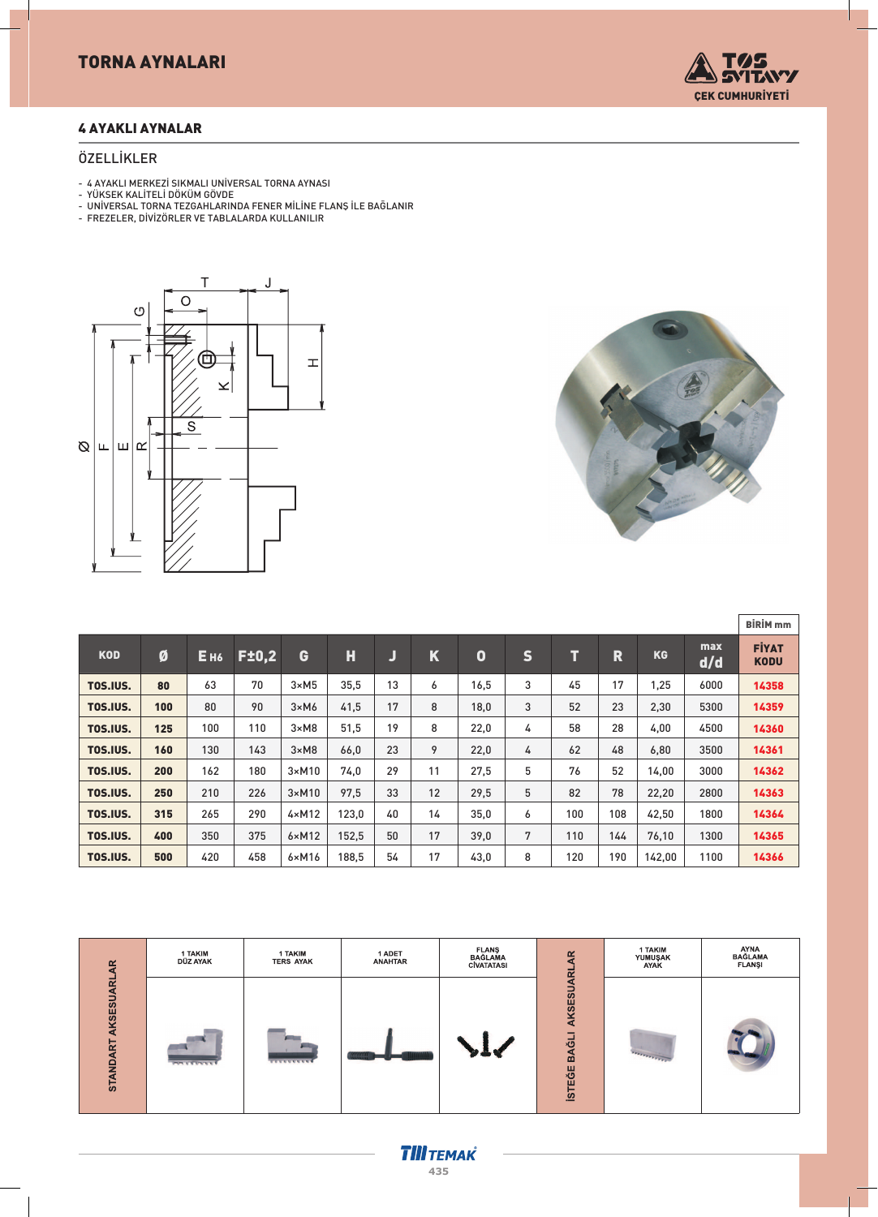# TORNA AYNALARI

## 4 AYAKLI AYNALAR

### ÖZELLİKLER

- 4 AYAKLI MERKEZİ SIKMALI UNİVERSAL TORNA AYNASI
- YÜKSEK KALİTELİ DÖKÜM GÖVDE
- UNİVERSAL TORNA TEZGAHLARINDA FENER MİLİNE FLANŞ İLE BAĞLANIR
- FREZELER, DİVİZÖRLER VE TABLALARDA KULLANILIR

BİRİM mm

| KOD | Ø | E H6 | F±0,2 | G | H | J | K | O | S | T | R | KG | max d/d | FİYAT KODU |
|---|---|---|---|---|---|---|---|---|---|---|---|---|---|---|
| TOS.IUS. | 80 | 63 | 70 | 3×M5 | 35,5 | 13 | 6 | 16,5 | 3 | 45 | 17 | 1,25 | 6000 | 14358 |
| TOS.IUS. | 100 | 80 | 90 | 3×M6 | 41,5 | 17 | 8 | 18,0 | 3 | 52 | 23 | 2,30 | 5300 | 14359 |
| TOS.IUS. | 125 | 100 | 110 | 3×M8 | 51,5 | 19 | 8 | 22,0 | 4 | 58 | 28 | 4,00 | 4500 | 14360 |
| TOS.IUS. | 160 | 130 | 143 | 3×M8 | 66,0 | 23 | 9 | 22,0 | 4 | 62 | 48 | 6,80 | 3500 | 14361 |
| TOS.IUS. | 200 | 162 | 180 | 3×M10 | 74,0 | 29 | 11 | 27,5 | 5 | 76 | 52 | 14,00 | 3000 | 14362 |
| TOS.IUS. | 250 | 210 | 226 | 3×M10 | 97,5 | 33 | 12 | 29,5 | 5 | 82 | 78 | 22,20 | 2800 | 14363 |
| TOS.IUS. | 315 | 265 | 290 | 4×M12 | 123,0 | 40 | 14 | 35,0 | 6 | 100 | 108 | 42,50 | 1800 | 14364 |
| TOS.IUS. | 400 | 350 | 375 | 6×M12 | 152,5 | 50 | 17 | 39,0 | 7 | 110 | 144 | 76,10 | 1300 | 14365 |
| TOS.IUS. | 500 | 420 | 458 | 6×M16 | 188,5 | 54 | 17 | 43,0 | 8 | 120 | 190 | 142,00 | 1100 | 14366 |

| STANDART AKSESUARLAR | | | | İSTEĞE BAĞLI AKSESUARLAR | |
|---|---|---|---|---|---|
| 1 TAKIM DÜZ AYAK | 1 TAKIM TERS AYAK | 1 ADET ANAHTAR | FLANŞ BAĞLAMA CİVATATASI | 1 TAKIM YUMUŞAK AYAK | AYNA BAĞLAMA FLANŞI |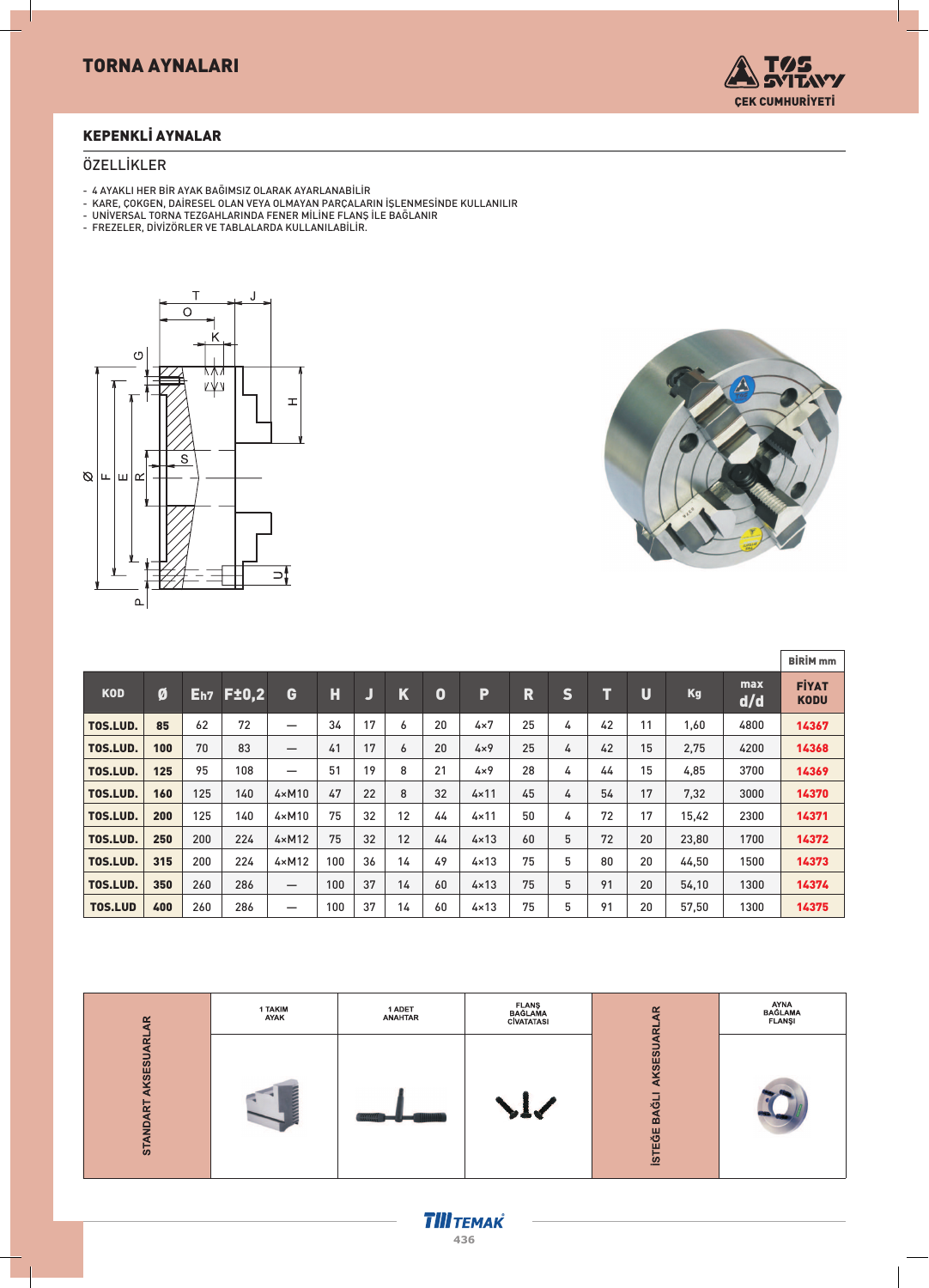# TORNA AYNALARI

## KEPENKLİ AYNALAR

### ÖZELLİKLER

- 4 AYAKLI HER BİR AYAK BAĞIMSIZ OLARAK AYARLANABİLİR
- KARE, ÇOKGEN, DAİRESEL OLAN VEYA OLMAYAN PARÇALARIN İŞLENMESİNDE KULLANILIR
- UNİVERSAL TORNA TEZGAHLARINDA FENER MİLİNE FLANŞ İLE BAĞLANIR
- FREZELER, DİVİZÖRLER VE TABLALARDA KULLANILABİLİR.

BİRİM mm

| KOD | Ø | Eh7 | F±0,2 | G | H | J | K | O | P | R | S | T | U | Kg | max d/d | FİYAT KODU |
|---|---|---|---|---|---|---|---|---|---|---|---|---|---|---|---|---|
| TOS.LUD. | 85 | 62 | 72 | — | 34 | 17 | 6 | 20 | 4×7 | 25 | 4 | 42 | 11 | 1,60 | 4800 | 14367 |
| TOS.LUD. | 100 | 70 | 83 | — | 41 | 17 | 6 | 20 | 4×9 | 25 | 4 | 42 | 15 | 2,75 | 4200 | 14368 |
| TOS.LUD. | 125 | 95 | 108 | — | 51 | 19 | 8 | 21 | 4×9 | 28 | 4 | 44 | 15 | 4,85 | 3700 | 14369 |
| TOS.LUD. | 160 | 125 | 140 | 4×M10 | 47 | 22 | 8 | 32 | 4×11 | 45 | 4 | 54 | 17 | 7,32 | 3000 | 14370 |
| TOS.LUD. | 200 | 125 | 140 | 4×M10 | 75 | 32 | 12 | 44 | 4×11 | 50 | 4 | 72 | 17 | 15,42 | 2300 | 14371 |
| TOS.LUD. | 250 | 200 | 224 | 4×M12 | 75 | 32 | 12 | 44 | 4×13 | 60 | 5 | 72 | 20 | 23,80 | 1700 | 14372 |
| TOS.LUD. | 315 | 200 | 224 | 4×M12 | 100 | 36 | 14 | 49 | 4×13 | 75 | 5 | 80 | 20 | 44,50 | 1500 | 14373 |
| TOS.LUD. | 350 | 260 | 286 | — | 100 | 37 | 14 | 60 | 4×13 | 75 | 5 | 91 | 20 | 54,10 | 1300 | 14374 |
| TOS.LUD | 400 | 260 | 286 | — | 100 | 37 | 14 | 60 | 4×13 | 75 | 5 | 91 | 20 | 57,50 | 1300 | 14375 |

| STANDART AKSESUARLAR | 1 TAKIM AYAK | 1 ADET ANAHTAR | FLANŞ BAĞLAMA CİVATATASI | İSTEĞE BAĞLI AKSESUARLAR | AYNA BAĞLAMA FLANŞI |
|---|---|---|---|---|---|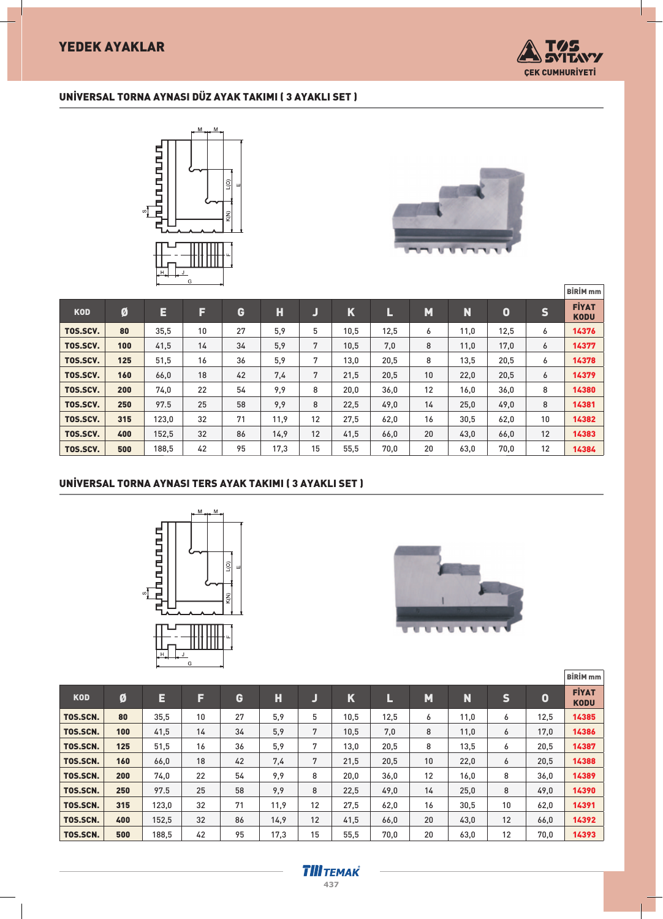# YEDEK AYAKLAR

## UNİVERSAL TORNA AYNASI DÜZ AYAK TAKIMI ( 3 AYAKLI SET )

BİRİM mm

| KOD | Ø | E | F | G | H | J | K | L | M | N | O | S | FİYAT KODU |
|---|---|---|---|---|---|---|---|---|---|---|---|---|---|
| TOS.SCV. | 80 | 35,5 | 10 | 27 | 5,9 | 5 | 10,5 | 12,5 | 6 | 11,0 | 12,5 | 6 | 14376 |
| TOS.SCV. | 100 | 41,5 | 14 | 34 | 5,9 | 7 | 10,5 | 7,0 | 8 | 11,0 | 17,0 | 6 | 14377 |
| TOS.SCV. | 125 | 51,5 | 16 | 36 | 5,9 | 7 | 13,0 | 20,5 | 8 | 13,5 | 20,5 | 6 | 14378 |
| TOS.SCV. | 160 | 66,0 | 18 | 42 | 7,4 | 7 | 21,5 | 20,5 | 10 | 22,0 | 20,5 | 6 | 14379 |
| TOS.SCV. | 200 | 74,0 | 22 | 54 | 9,9 | 8 | 20,0 | 36,0 | 12 | 16,0 | 36,0 | 8 | 14380 |
| TOS.SCV. | 250 | 97.5 | 25 | 58 | 9,9 | 8 | 22,5 | 49,0 | 14 | 25,0 | 49,0 | 8 | 14381 |
| TOS.SCV. | 315 | 123,0 | 32 | 71 | 11,9 | 12 | 27,5 | 62,0 | 16 | 30,5 | 62,0 | 10 | 14382 |
| TOS.SCV. | 400 | 152,5 | 32 | 86 | 14,9 | 12 | 41,5 | 66,0 | 20 | 43,0 | 66,0 | 12 | 14383 |
| TOS.SCV. | 500 | 188,5 | 42 | 95 | 17,3 | 15 | 55,5 | 70,0 | 20 | 63,0 | 70,0 | 12 | 14384 |

## UNİVERSAL TORNA AYNASI TERS AYAK TAKIMI ( 3 AYAKLI SET )

BİRİM mm

| KOD | Ø | E | F | G | H | J | K | L | M | N | S | O | FİYAT KODU |
|---|---|---|---|---|---|---|---|---|---|---|---|---|---|
| TOS.SCN. | 80 | 35,5 | 10 | 27 | 5,9 | 5 | 10,5 | 12,5 | 6 | 11,0 | 6 | 12,5 | 14385 |
| TOS.SCN. | 100 | 41,5 | 14 | 34 | 5,9 | 7 | 10,5 | 7,0 | 8 | 11,0 | 6 | 17,0 | 14386 |
| TOS.SCN. | 125 | 51,5 | 16 | 36 | 5,9 | 7 | 13,0 | 20,5 | 8 | 13,5 | 6 | 20,5 | 14387 |
| TOS.SCN. | 160 | 66,0 | 18 | 42 | 7,4 | 7 | 21,5 | 20,5 | 10 | 22,0 | 6 | 20,5 | 14388 |
| TOS.SCN. | 200 | 74,0 | 22 | 54 | 9,9 | 8 | 20,0 | 36,0 | 12 | 16,0 | 8 | 36,0 | 14389 |
| TOS.SCN. | 250 | 97.5 | 25 | 58 | 9,9 | 8 | 22,5 | 49,0 | 14 | 25,0 | 8 | 49,0 | 14390 |
| TOS.SCN. | 315 | 123,0 | 32 | 71 | 11,9 | 12 | 27,5 | 62,0 | 16 | 30,5 | 10 | 62,0 | 14391 |
| TOS.SCN. | 400 | 152,5 | 32 | 86 | 14,9 | 12 | 41,5 | 66,0 | 20 | 43,0 | 12 | 66,0 | 14392 |
| TOS.SCN. | 500 | 188,5 | 42 | 95 | 17,3 | 15 | 55,5 | 70,0 | 20 | 63,0 | 12 | 70,0 | 14393 |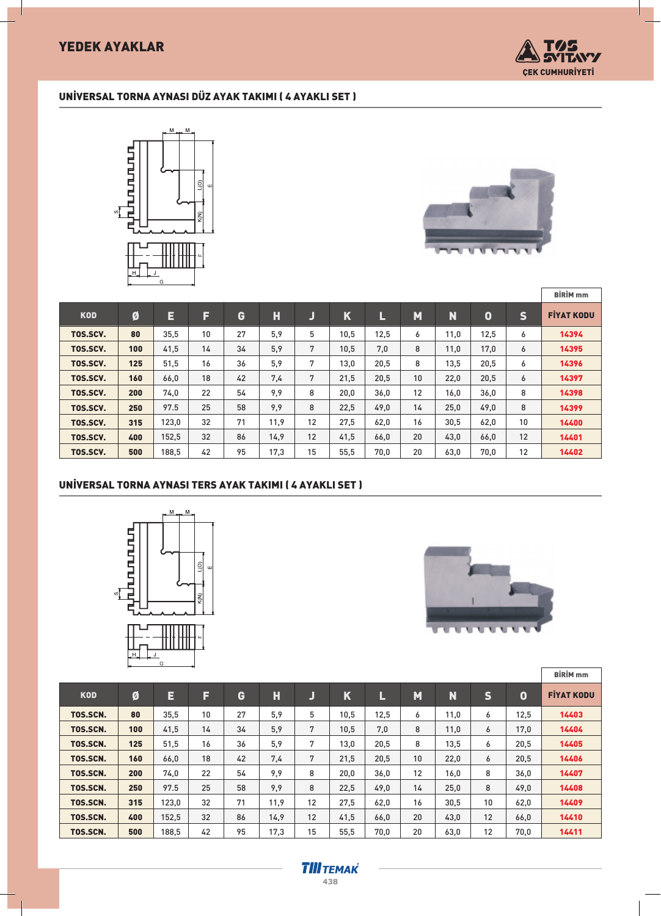# YEDEK AYAKLAR

## UNİVERSAL TORNA AYNASI DÜZ AYAK TAKIMI ( 4 AYAKLI SET )

BİRİM mm

| KOD | Ø | E | F | G | H | J | K | L | M | N | O | S | FİYAT KODU |
|---|---|---|---|---|---|---|---|---|---|---|---|---|---|
| TOS.SCV. | 80 | 35,5 | 10 | 27 | 5,9 | 5 | 10,5 | 12,5 | 6 | 11,0 | 12,5 | 6 | 14394 |
| TOS.SCV. | 100 | 41,5 | 14 | 34 | 5,9 | 7 | 10,5 | 7,0 | 8 | 11,0 | 17,0 | 6 | 14395 |
| TOS.SCV. | 125 | 51,5 | 16 | 36 | 5,9 | 7 | 13,0 | 20,5 | 8 | 13,5 | 20,5 | 6 | 14396 |
| TOS.SCV. | 160 | 66,0 | 18 | 42 | 7,4 | 7 | 21,5 | 20,5 | 10 | 22,0 | 20,5 | 6 | 14397 |
| TOS.SCV. | 200 | 74,0 | 22 | 54 | 9,9 | 8 | 20,0 | 36,0 | 12 | 16,0 | 36,0 | 8 | 14398 |
| TOS.SCV. | 250 | 97.5 | 25 | 58 | 9,9 | 8 | 22,5 | 49,0 | 14 | 25,0 | 49,0 | 8 | 14399 |
| TOS.SCV. | 315 | 123,0 | 32 | 71 | 11,9 | 12 | 27,5 | 62,0 | 16 | 30,5 | 62,0 | 10 | 14400 |
| TOS.SCV. | 400 | 152,5 | 32 | 86 | 14,9 | 12 | 41,5 | 66,0 | 20 | 43,0 | 66,0 | 12 | 14401 |
| TOS.SCV. | 500 | 188,5 | 42 | 95 | 17,3 | 15 | 55,5 | 70,0 | 20 | 63,0 | 70,0 | 12 | 14402 |

## UNİVERSAL TORNA AYNASI TERS AYAK TAKIMI ( 4 AYAKLI SET )

BİRİM mm

| KOD | Ø | E | F | G | H | J | K | L | M | N | S | O | FİYAT KODU |
|---|---|---|---|---|---|---|---|---|---|---|---|---|---|
| TOS.SCN. | 80 | 35,5 | 10 | 27 | 5,9 | 5 | 10,5 | 12,5 | 6 | 11,0 | 6 | 12,5 | 14403 |
| TOS.SCN. | 100 | 41,5 | 14 | 34 | 5,9 | 7 | 10,5 | 7,0 | 8 | 11,0 | 6 | 17,0 | 14404 |
| TOS.SCN. | 125 | 51,5 | 16 | 36 | 5,9 | 7 | 13,0 | 20,5 | 8 | 13,5 | 6 | 20,5 | 14405 |
| TOS.SCN. | 160 | 66,0 | 18 | 42 | 7,4 | 7 | 21,5 | 20,5 | 10 | 22,0 | 6 | 20,5 | 14406 |
| TOS.SCN. | 200 | 74,0 | 22 | 54 | 9,9 | 8 | 20,0 | 36,0 | 12 | 16,0 | 8 | 36,0 | 14407 |
| TOS.SCN. | 250 | 97.5 | 25 | 58 | 9,9 | 8 | 22,5 | 49,0 | 14 | 25,0 | 8 | 49,0 | 14408 |
| TOS.SCN. | 315 | 123,0 | 32 | 71 | 11,9 | 12 | 27,5 | 62,0 | 16 | 30,5 | 10 | 62,0 | 14409 |
| TOS.SCN. | 400 | 152,5 | 32 | 86 | 14,9 | 12 | 41,5 | 66,0 | 20 | 43,0 | 12 | 66,0 | 14410 |
| TOS.SCN. | 500 | 188,5 | 42 | 95 | 17,3 | 15 | 55,5 | 70,0 | 20 | 63,0 | 12 | 70,0 | 14411 |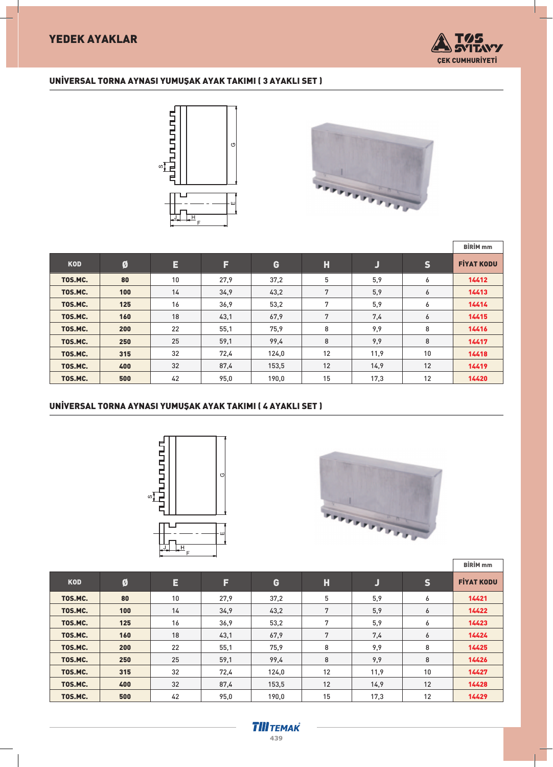# YEDEK AYAKLAR

TOS SVITAVY
ÇEK CUMHURİYETİ

## UNİVERSAL TORNA AYNASI YUMUŞAK AYAK TAKIMI ( 3 AYAKLI SET )

BİRİM mm

| KOD | Ø | E | F | G | H | J | S | FİYAT KODU |
|---|---|---|---|---|---|---|---|---|
| **TOS.MC.** | **80** | 10 | 27,9 | 37,2 | 5 | 5,9 | 6 | **14412** |
| **TOS.MC.** | **100** | 14 | 34,9 | 43,2 | 7 | 5,9 | 6 | **14413** |
| **TOS.MC.** | **125** | 16 | 36,9 | 53,2 | 7 | 5,9 | 6 | **14414** |
| **TOS.MC.** | **160** | 18 | 43,1 | 67,9 | 7 | 7,4 | 6 | **14415** |
| **TOS.MC.** | **200** | 22 | 55,1 | 75,9 | 8 | 9,9 | 8 | **14416** |
| **TOS.MC.** | **250** | 25 | 59,1 | 99,4 | 8 | 9,9 | 8 | **14417** |
| **TOS.MC.** | **315** | 32 | 72,4 | 124,0 | 12 | 11,9 | 10 | **14418** |
| **TOS.MC.** | **400** | 32 | 87,4 | 153,5 | 12 | 14,9 | 12 | **14419** |
| **TOS.MC.** | **500** | 42 | 95,0 | 190,0 | 15 | 17,3 | 12 | **14420** |

## UNİVERSAL TORNA AYNASI YUMUŞAK AYAK TAKIMI ( 4 AYAKLI SET )

BİRİM mm

| KOD | Ø | E | F | G | H | J | S | FİYAT KODU |
|---|---|---|---|---|---|---|---|---|
| **TOS.MC.** | **80** | 10 | 27,9 | 37,2 | 5 | 5,9 | 6 | **14421** |
| **TOS.MC.** | **100** | 14 | 34,9 | 43,2 | 7 | 5,9 | 6 | **14422** |
| **TOS.MC.** | **125** | 16 | 36,9 | 53,2 | 7 | 5,9 | 6 | **14423** |
| **TOS.MC.** | **160** | 18 | 43,1 | 67,9 | 7 | 7,4 | 6 | **14424** |
| **TOS.MC.** | **200** | 22 | 55,1 | 75,9 | 8 | 9,9 | 8 | **14425** |
| **TOS.MC.** | **250** | 25 | 59,1 | 99,4 | 8 | 9,9 | 8 | **14426** |
| **TOS.MC.** | **315** | 32 | 72,4 | 124,0 | 12 | 11,9 | 10 | **14427** |
| **TOS.MC.** | **400** | 32 | 87,4 | 153,5 | 12 | 14,9 | 12 | **14428** |
| **TOS.MC.** | **500** | 42 | 95,0 | 190,0 | 15 | 17,3 | 12 | **14429** |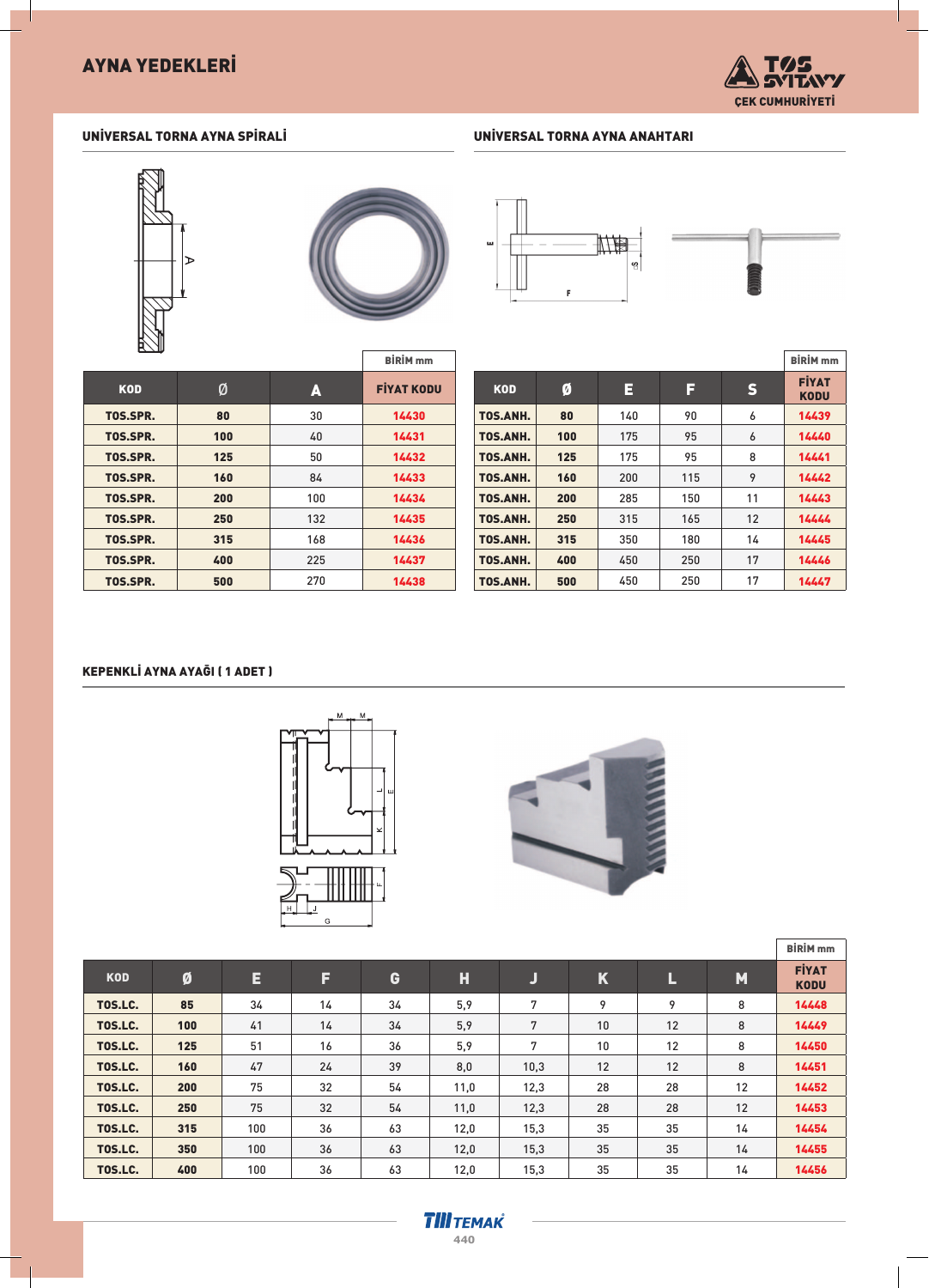# AYNA YEDEKLERİ

TOS SVITAVY
ÇEK CUMHURİYETİ

## UNİVERSAL TORNA AYNA SPİRALİ

BİRİM mm

| KOD | Ø | A | FİYAT KODU |
|---|---|---|---|
| TOS.SPR. | 80 | 30 | 14430 |
| TOS.SPR. | 100 | 40 | 14431 |
| TOS.SPR. | 125 | 50 | 14432 |
| TOS.SPR. | 160 | 84 | 14433 |
| TOS.SPR. | 200 | 100 | 14434 |
| TOS.SPR. | 250 | 132 | 14435 |
| TOS.SPR. | 315 | 168 | 14436 |
| TOS.SPR. | 400 | 225 | 14437 |
| TOS.SPR. | 500 | 270 | 14438 |

## UNİVERSAL TORNA AYNA ANAHTARI

BİRİM mm

| KOD | Ø | E | F | S | FİYAT KODU |
|---|---|---|---|---|---|
| TOS.ANH. | 80 | 140 | 90 | 6 | 14439 |
| TOS.ANH. | 100 | 175 | 95 | 6 | 14440 |
| TOS.ANH. | 125 | 175 | 95 | 8 | 14441 |
| TOS.ANH. | 160 | 200 | 115 | 9 | 14442 |
| TOS.ANH. | 200 | 285 | 150 | 11 | 14443 |
| TOS.ANH. | 250 | 315 | 165 | 12 | 14444 |
| TOS.ANH. | 315 | 350 | 180 | 14 | 14445 |
| TOS.ANH. | 400 | 450 | 250 | 17 | 14446 |
| TOS.ANH. | 500 | 450 | 250 | 17 | 14447 |

## KEPENKLİ AYNA AYAĞI ( 1 ADET )

BİRİM mm

| KOD | Ø | E | F | G | H | J | K | L | M | FİYAT KODU |
|---|---|---|---|---|---|---|---|---|---|---|
| TOS.LC. | 85 | 34 | 14 | 34 | 5,9 | 7 | 9 | 9 | 8 | 14448 |
| TOS.LC. | 100 | 41 | 14 | 34 | 5,9 | 7 | 10 | 12 | 8 | 14449 |
| TOS.LC. | 125 | 51 | 16 | 36 | 5,9 | 7 | 10 | 12 | 8 | 14450 |
| TOS.LC. | 160 | 47 | 24 | 39 | 8,0 | 10,3 | 12 | 12 | 8 | 14451 |
| TOS.LC. | 200 | 75 | 32 | 54 | 11,0 | 12,3 | 28 | 28 | 12 | 14452 |
| TOS.LC. | 250 | 75 | 32 | 54 | 11,0 | 12,3 | 28 | 28 | 12 | 14453 |
| TOS.LC. | 315 | 100 | 36 | 63 | 12,0 | 15,3 | 35 | 35 | 14 | 14454 |
| TOS.LC. | 350 | 100 | 36 | 63 | 12,0 | 15,3 | 35 | 35 | 14 | 14455 |
| TOS.LC. | 400 | 100 | 36 | 63 | 12,0 | 15,3 | 35 | 35 | 14 | 14456 |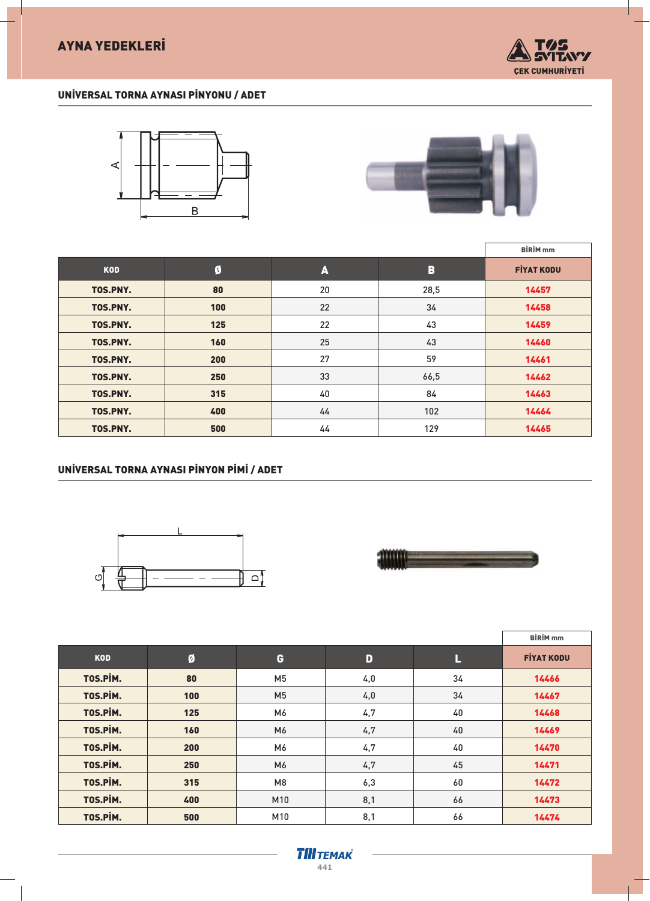# AYNA YEDEKLERİ

## UNİVERSAL TORNA AYNASI PİNYONU / ADET

A

B

BİRİM mm

| KOD | Ø | A | B | FİYAT KODU |
|---|---|---|---|---|
| TOS.PNY. | 80 | 20 | 28,5 | 14457 |
| TOS.PNY. | 100 | 22 | 34 | 14458 |
| TOS.PNY. | 125 | 22 | 43 | 14459 |
| TOS.PNY. | 160 | 25 | 43 | 14460 |
| TOS.PNY. | 200 | 27 | 59 | 14461 |
| TOS.PNY. | 250 | 33 | 66,5 | 14462 |
| TOS.PNY. | 315 | 40 | 84 | 14463 |
| TOS.PNY. | 400 | 44 | 102 | 14464 |
| TOS.PNY. | 500 | 44 | 129 | 14465 |

## UNİVERSAL TORNA AYNASI PİNYON PİMİ / ADET

L

G

D

BİRİM mm

| KOD | Ø | G | D | L | FİYAT KODU |
|---|---|---|---|---|---|
| TOS.PİM. | 80 | M5 | 4,0 | 34 | 14466 |
| TOS.PİM. | 100 | M5 | 4,0 | 34 | 14467 |
| TOS.PİM. | 125 | M6 | 4,7 | 40 | 14468 |
| TOS.PİM. | 160 | M6 | 4,7 | 40 | 14469 |
| TOS.PİM. | 200 | M6 | 4,7 | 40 | 14470 |
| TOS.PİM. | 250 | M6 | 4,7 | 45 | 14471 |
| TOS.PİM. | 315 | M8 | 6,3 | 60 | 14472 |
| TOS.PİM. | 400 | M10 | 8,1 | 66 | 14473 |
| TOS.PİM. | 500 | M10 | 8,1 | 66 | 14474 |